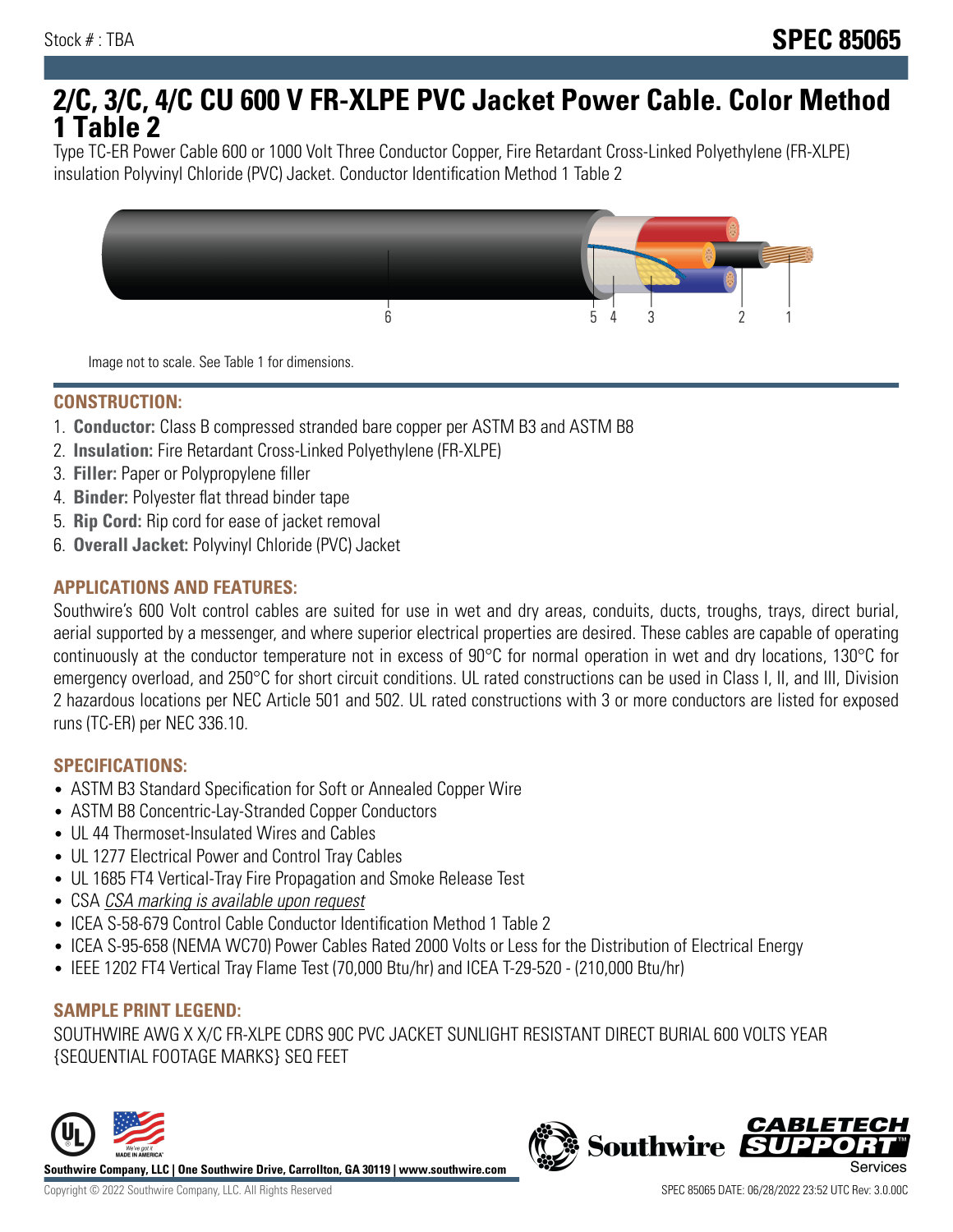Stock # : TBA

**SPEC 85065**

# 2/C, 3/C, 4/C CU 600 V FR-XLPE PVC Jacket Power Cable. Color Method 1 Table 2

Type TC-ER Power Cable 600 or 1000 Volt Three Conductor Copper, Fire Retardant Cross-Linked Polyethylene (FR-XLPE) insulation Polyvinyl Chloride (PVC) Jacket. Conductor Identification Method 1 Table 2

Image not to scale. See Table 1 for dimensions.

## CONSTRUCTION:

1. **Conductor:** Class B compressed stranded bare copper per ASTM B3 and ASTM B8
2. **Insulation:** Fire Retardant Cross-Linked Polyethylene (FR-XLPE)
3. **Filler:** Paper or Polypropylene filler
4. **Binder:** Polyester flat thread binder tape
5. **Rip Cord:** Rip cord for ease of jacket removal
6. **Overall Jacket:** Polyvinyl Chloride (PVC) Jacket

## APPLICATIONS AND FEATURES:

Southwire's 600 Volt control cables are suited for use in wet and dry areas, conduits, ducts, troughs, trays, direct burial, aerial supported by a messenger, and where superior electrical properties are desired. These cables are capable of operating continuously at the conductor temperature not in excess of 90°C for normal operation in wet and dry locations, 130°C for emergency overload, and 250°C for short circuit conditions. UL rated constructions can be used in Class I, II, and III, Division 2 hazardous locations per NEC Article 501 and 502. UL rated constructions with 3 or more conductors are listed for exposed runs (TC-ER) per NEC 336.10.

## SPECIFICATIONS:

- ASTM B3 Standard Specification for Soft or Annealed Copper Wire
- ASTM B8 Concentric-Lay-Stranded Copper Conductors
- UL 44 Thermoset-Insulated Wires and Cables
- UL 1277 Electrical Power and Control Tray Cables
- UL 1685 FT4 Vertical-Tray Fire Propagation and Smoke Release Test
- CSA *CSA marking is available upon request*
- ICEA S-58-679 Control Cable Conductor Identification Method 1 Table 2
- ICEA S-95-658 (NEMA WC70) Power Cables Rated 2000 Volts or Less for the Distribution of Electrical Energy
- IEEE 1202 FT4 Vertical Tray Flame Test (70,000 Btu/hr) and ICEA T-29-520 - (210,000 Btu/hr)

## SAMPLE PRINT LEGEND:

SOUTHWIRE AWG X X/C FR-XLPE CDRS 90C PVC JACKET SUNLIGHT RESISTANT DIRECT BURIAL 600 VOLTS YEAR {SEQUENTIAL FOOTAGE MARKS} SEQ FEET

**Southwire Company, LLC | One Southwire Drive, Carrollton, GA 30119 | www.southwire.com**

Copyright © 2022 Southwire Company, LLC. All Rights Reserved

SPEC 85065 DATE: 06/28/2022 23:52 UTC Rev: 3.0.00C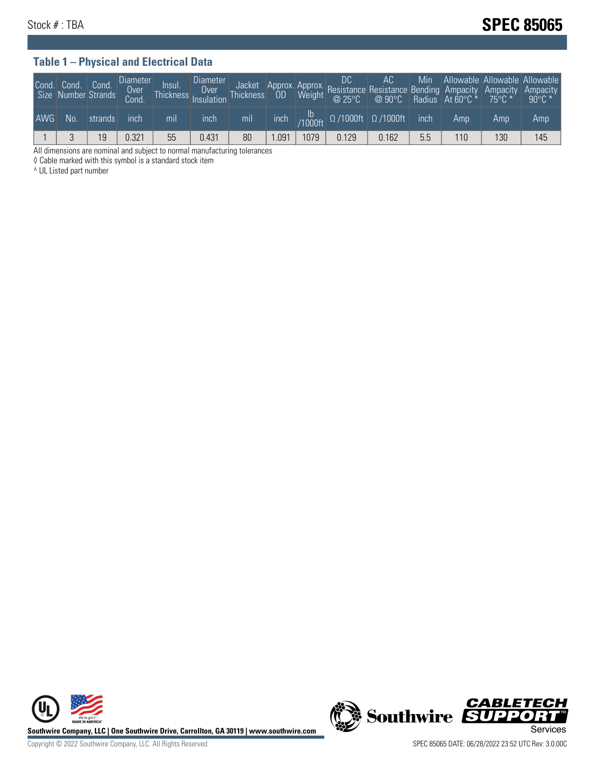### Table 1 – Physical and Electrical Data

| Cond. Size | Cond. Number | Cond. Strands | Diameter Over Cond. | Insul. Thickness | Diameter Over Insulation | Jacket Thickness | Approx. OD | Approx. Weight | DC Resistance @ 25°C | AC Resistance @ 90°C | Min Bending Radius | Allowable Ampacity At 60°C * | Allowable Ampacity 75°C * | Allowable Ampacity 90°C * |
|---|---|---|---|---|---|---|---|---|---|---|---|---|---|---|
| AWG | No. | strands | inch | mil | inch | mil | inch | lb /1000ft | Ω /1000ft | Ω /1000ft | inch | Amp | Amp | Amp |
| 1 | 3 | 19 | 0.321 | 55 | 0.431 | 80 | 1.091 | 1079 | 0.129 | 0.162 | 5.5 | 110 | 130 | 145 |

All dimensions are nominal and subject to normal manufacturing tolerances

◊ Cable marked with this symbol is a standard stock item

^ UL Listed part number

Southwire Company, LLC | One Southwire Drive, Carrollton, GA 30119 | www.southwire.com

Copyright © 2022 Southwire Company, LLC. All Rights Reserved